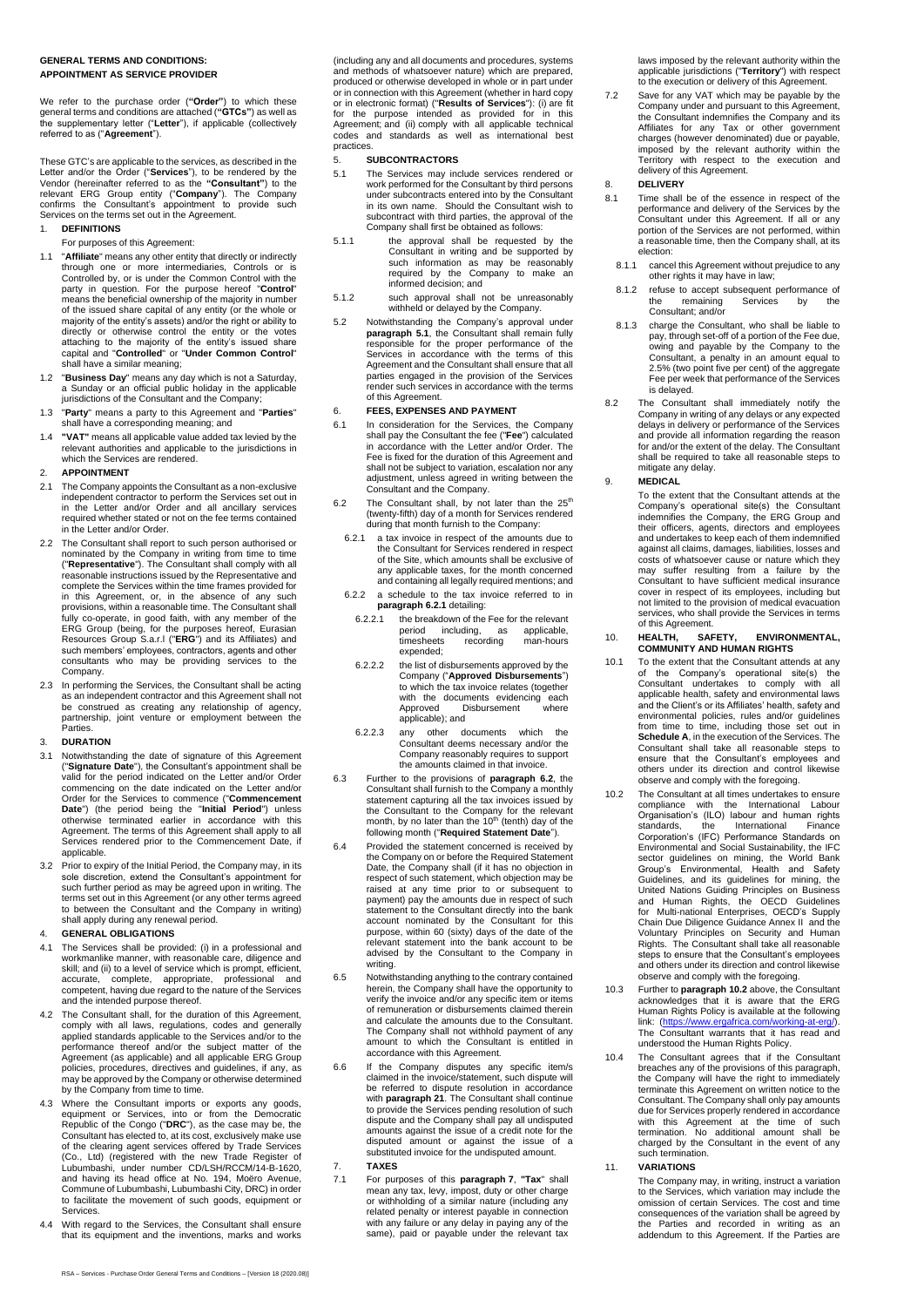# GENERAL TERMS AND CONDITIONS: APPOINTMENT AS SERVICE PROVIDER

We refer to the purchase order (**"Order"**) to which these general terms and conditions are attached (**"GTCs"**) as well as the supplementary letter ("**Letter**"), if applicable (collectively referred to as ("**Agreement**").

These GTC's are applicable to the services, as described in the Letter and/or the Order ("**Services**"), to be rendered by the Vendor (hereinafter referred to as the **"Consultant"**) to the relevant ERG Group entity ("**Company**"). The Company confirms the Consultant's appointment to provide such Services on the terms set out in the Agreement.

## 1. DEFINITIONS

For purposes of this Agreement:

1.1 "**Affiliate**" means any other entity that directly or indirectly through one or more intermediaries, Controls or is Controlled by, or is under the Common Control with the party in question. For the purpose hereof "**Control**" means the beneficial ownership of the majority in number of the issued share capital of any entity (or the whole or majority of the entity's assets) and/or the right or ability to directly or otherwise control the entity or the votes attaching to the majority of the entity's issued share capital and "**Controlled**" or "**Under Common Control**" shall have a similar meaning;

1.2 "**Business Day**" means any day which is not a Saturday, a Sunday or an official public holiday in the applicable jurisdictions of the Consultant and the Company;

1.3 "**Party**" means a party to this Agreement and "**Parties**" shall have a corresponding meaning; and

1.4 **"VAT"** means all applicable value added tax levied by the relevant authorities and applicable to the jurisdictions in which the Services are rendered.

## 2. APPOINTMENT

2.1 The Company appoints the Consultant as a non-exclusive independent contractor to perform the Services set out in in the Letter and/or Order and all ancillary services required whether stated or not on the fee terms contained in the Letter and/or Order.

2.2 The Consultant shall report to such person authorised or nominated by the Company in writing from time to time ("**Representative**"). The Consultant shall comply with all reasonable instructions issued by the Representative and complete the Services within the time frames provided for in this Agreement, or, in the absence of any such provisions, within a reasonable time. The Consultant shall fully co-operate, in good faith, with any member of the ERG Group (being, for the purposes hereof, Eurasian Resources Group S.a.r.l ("**ERG**") and its Affiliates) and such members' employees, contractors, agents and other consultants who may be providing services to the Company.

2.3 In performing the Services, the Consultant shall be acting as an independent contractor and this Agreement shall not be construed as creating any relationship of agency, partnership, joint venture or employment between the Parties.

## 3. DURATION

3.1 Notwithstanding the date of signature of this Agreement ("**Signature Date**"), the Consultant's appointment shall be valid for the period indicated on the Letter and/or Order commencing on the date indicated on the Letter and/or Order for the Services to commence ("**Commencement Date**") (the period being the "**Initial Period**") unless otherwise terminated earlier in accordance with this Agreement. The terms of this Agreement shall apply to all Services rendered prior to the Commencement Date, if applicable.

3.2 Prior to expiry of the Initial Period, the Company may, in its sole discretion, extend the Consultant's appointment for such further period as may be agreed upon in writing. The terms set out in this Agreement (or any other terms agreed to between the Consultant and the Company in writing) shall apply during any renewal period.

## 4. GENERAL OBLIGATIONS

4.1 The Services shall be provided: (i) in a professional and workmanlike manner, with reasonable care, diligence and skill; and (ii) to a level of service which is prompt, efficient, accurate, complete, appropriate, professional and competent, having due regard to the nature of the Services and the intended purpose thereof.

4.2 The Consultant shall, for the duration of this Agreement, comply with all laws, regulations, codes and generally applied standards applicable to the Services and/or to the performance thereof and/or the subject matter of the Agreement (as applicable) and all applicable ERG Group policies, procedures, directives and guidelines, if any, as may be approved by the Company or otherwise determined by the Company from time to time.

4.3 Where the Consultant imports or exports any goods, equipment or Services, into or from the Democratic Republic of the Congo ("**DRC**"), as the case may be, the Consultant has elected to, at its cost, exclusively make use of the clearing agent services offered by Trade Services (Co., Ltd) (registered with the new Trade Register of Lubumbashi, under number CD/LSH/RCCM/14-B-1620, and having its head office at No. 194, Moëro Avenue, Commune of Lubumbashi, Lubumbashi City, DRC) in order to facilitate the movement of such goods, equipment or Services.

4.4 With regard to the Services, the Consultant shall ensure that its equipment and the inventions, marks and works (including any and all documents and procedures, systems and methods of whatsoever nature) which are prepared, produced or otherwise developed in whole or in part under or in connection with this Agreement (whether in hard copy or in electronic format) ("**Results of Services**"): (i) are fit for the purpose intended as provided for in this Agreement; and (ii) comply with all applicable technical codes and standards as well as international best practices.

## 5. SUBCONTRACTORS

5.1 The Services may include services rendered or work performed for the Consultant by third persons under subcontracts entered into by the Consultant in its own name. Should the Consultant wish to subcontract with third parties, the approval of the Company shall first be obtained as follows:

5.1.1 the approval shall be requested by the Consultant in writing and be supported by such information as may be reasonably required by the Company to make an informed decision; and

5.1.2 such approval shall not be unreasonably withheld or delayed by the Company.

5.2 Notwithstanding the Company's approval under **paragraph 5.1**, the Consultant shall remain fully responsible for the proper performance of the Services in accordance with the terms of this Agreement and the Consultant shall ensure that all parties engaged in the provision of the Services render such services in accordance with the terms of this Agreement.

## 6. FEES, EXPENSES AND PAYMENT

6.1 In consideration for the Services, the Company shall pay the Consultant the fee ("**Fee**") calculated in accordance with the Letter and/or Order. The Fee is fixed for the duration of this Agreement and shall not be subject to variation, escalation nor any adjustment, unless agreed in writing between the Consultant and the Company.

6.2 The Consultant shall, by not later than the 25th (twenty-fifth) day of a month for Services rendered during that month furnish to the Company:

6.2.1 a tax invoice in respect of the amounts due to the Consultant for Services rendered in respect of the Site, which amounts shall be exclusive of any applicable taxes, for the month concerned and containing all legally required mentions; and

6.2.2 a schedule to the tax invoice referred to in **paragraph 6.2.1** detailing:

6.2.2.1 the breakdown of the Fee for the relevant period including, as applicable, timesheets recording man-hours expended;

6.2.2.2 the list of disbursements approved by the Company ("**Approved Disbursements**") to which the tax invoice relates (together with the documents evidencing each Approved Disbursement where applicable); and

6.2.2.3 any other documents which the Consultant deems necessary and/or the Company reasonably requires to support the amounts claimed in that invoice.

6.3 Further to the provisions of **paragraph 6.2**, the Consultant shall furnish to the Company a monthly statement capturing all the tax invoices issued by the Consultant to the Company for the relevant month, by no later than the 10th (tenth) day of the following month ("**Required Statement Date**").

6.4 Provided the statement concerned is received by the Company on or before the Required Statement Date, the Company shall (if it has no objection in respect of such statement, which objection may be raised at any time prior to or subsequent to payment) pay the amounts due in respect of such statement to the Consultant directly into the bank account nominated by the Consultant for this purpose, within 60 (sixty) days of the date of the relevant statement into the bank account to be advised by the Consultant to the Company in writing.

6.5 Notwithstanding anything to the contrary contained herein, the Company shall have the opportunity to verify the invoice and/or any specific item or items of remuneration or disbursements claimed therein and calculate the amounts due to the Consultant. The Company shall not withhold payment of any amount to which the Consultant is entitled in accordance with this Agreement.

6.6 If the Company disputes any specific item/s claimed in the invoice/statement, such dispute will be referred to dispute resolution in accordance with **paragraph 21**. The Consultant shall continue to provide the Services pending resolution of such dispute and the Company shall pay all undisputed amounts against the issue of a credit note for the disputed amount or against the issue of a substituted invoice for the undisputed amount.

## 7. TAXES

7.1 For purposes of this **paragraph 7**, **"Tax"** shall mean any tax, levy, impost, duty or other charge or withholding of a similar nature (including any related penalty or interest payable in connection with any failure or any delay in paying any of the same), paid or payable under the relevant tax laws imposed by the relevant authority within the applicable jurisdictions ("**Territory**") with respect to the execution or delivery of this Agreement.

7.2 Save for any VAT which may be payable by the Company under and pursuant to this Agreement, the Consultant indemnifies the Company and its Affiliates for any Tax or other government charges (however denominated) due or payable, imposed by the relevant authority within the Territory with respect to the execution and delivery of this Agreement.

## 8. DELIVERY

8.1 Time shall be of the essence in respect of the performance and delivery of the Services by the Consultant under this Agreement. If all or any portion of the Services are not performed, within a reasonable time, then the Company shall, at its election:

8.1.1 cancel this Agreement without prejudice to any other rights it may have in law;

8.1.2 refuse to accept subsequent performance of the remaining Services by the Consultant; and/or

8.1.3 charge the Consultant, who shall be liable to pay, through set-off of a portion of the Fee due, owing and payable by the Company to the Consultant, a penalty in an amount equal to 2.5% (two point five per cent) of the aggregate Fee per week that performance of the Services is delayed.

8.2 The Consultant shall immediately notify the Company in writing of any delays or any expected delays in delivery or performance of the Services and provide all information regarding the reason for and/or the extent of the delay. The Consultant shall be required to take all reasonable steps to mitigate any delay.

## 9. MEDICAL

To the extent that the Consultant attends at the Company's operational site(s) the Consultant indemnifies the Company, the ERG Group and their officers, agents, directors and employees and undertakes to keep each of them indemnified against all claims, damages, liabilities, losses and costs of whatsoever cause or nature which they may suffer resulting from a failure by the Consultant to have sufficient medical insurance cover in respect of its employees, including but not limited to the provision of medical evacuation services, who shall provide the Services in terms of this Agreement.

## 10. HEALTH, SAFETY, ENVIRONMENTAL, COMMUNITY AND HUMAN RIGHTS

10.1 To the extent that the Consultant attends at any of the Company's operational site(s) the Consultant undertakes to comply with all applicable health, safety and environmental laws and the Client's or its Affiliates' health, safety and environmental policies, rules and/or guidelines from time to time, including those set out in **Schedule A**, in the execution of the Services. The Consultant shall take all reasonable steps to ensure that the Consultant's employees and others under its direction and control likewise observe and comply with the foregoing.

10.2 The Consultant at all times undertakes to ensure compliance with the International Labour Organisation's (ILO) labour and human rights standards, the International Finance Corporation's (IFC) Performance Standards on Environmental and Social Sustainability, the IFC sector guidelines on mining, the World Bank Group's Environmental, Health and Safety Guidelines, and its guidelines for mining, the United Nations Guiding Principles on Business and Human Rights, the OECD Guidelines for Multi-national Enterprises, OECD's Supply Chain Due Diligence Guidance Annex II and the Voluntary Principles on Security and Human Rights. The Consultant shall take all reasonable steps to ensure that the Consultant's employees and others under its direction and control likewise observe and comply with the foregoing.

10.3 Further to **paragraph 10.2** above, the Consultant acknowledges that it is aware that the ERG Human Rights Policy is available at the following link: (https://www.ergafrica.com/working-at-erg/). The Consultant warrants that it has read and understood the Human Rights Policy.

10.4 The Consultant agrees that if the Consultant breaches any of the provisions of this paragraph, the Company will have the right to immediately terminate this Agreement on written notice to the Consultant. The Company shall only pay amounts due for Services properly rendered in accordance with this Agreement at the time of such termination. No additional amount shall be charged by the Consultant in the event of any such termination.

## 11. VARIATIONS

The Company may, in writing, instruct a variation to the Services, which variation may include the omission of certain Services. The cost and time consequences of the variation shall be agreed by the Parties and recorded in writing as an addendum to this Agreement. If the Parties are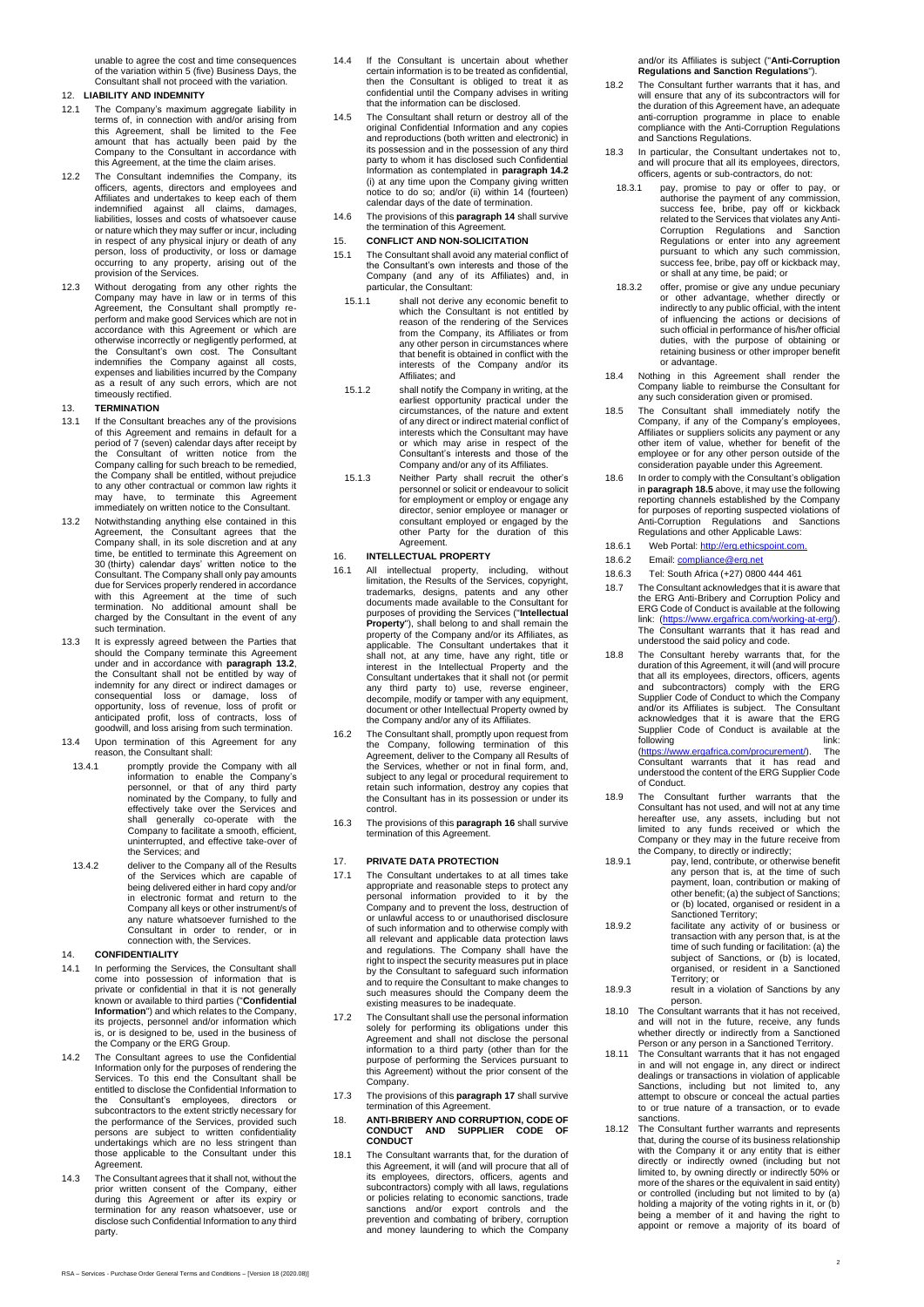unable to agree the cost and time consequences of the variation within 5 (five) Business Days, the Consultant shall not proceed with the variation.

## 12. LIABILITY AND INDEMNITY

12.1 The Company's maximum aggregate liability in terms of, in connection with and/or arising from this Agreement, shall be limited to the Fee amount that has actually been paid by the Company to the Consultant in accordance with this Agreement, at the time the claim arises.

12.2 The Consultant indemnifies the Company, its officers, agents, directors and employees and Affiliates and undertakes to keep each of them indemnified against all claims, damages, liabilities, losses and costs of whatsoever cause or nature which they may suffer or incur, including in respect of any physical injury or death of any person, loss of productivity, or loss or damage occurring to any property, arising out of the provision of the Services.

12.3 Without derogating from any other rights the Company may have in law or in terms of this Agreement, the Consultant shall promptly re-perform and make good Services which are not in accordance with this Agreement or which are otherwise incorrectly or negligently performed, at the Consultant's own cost. The Consultant indemnifies the Company against all costs, expenses and liabilities incurred by the Company as a result of any such errors, which are not timeously rectified.

## 13. TERMINATION

13.1 If the Consultant breaches any of the provisions of this Agreement and remains in default for a period of 7 (seven) calendar days after receipt by the Consultant of written notice from the Company calling for such breach to be remedied, the Company shall be entitled, without prejudice to any other contractual or common law rights it may have, to terminate this Agreement immediately on written notice to the Consultant.

13.2 Notwithstanding anything else contained in this Agreement, the Consultant agrees that the Company shall, in its sole discretion and at any time, be entitled to terminate this Agreement on 30 (thirty) calendar days' written notice to the Consultant. The Company shall only pay amounts due for Services properly rendered in accordance with this Agreement at the time of such termination. No additional amount shall be charged by the Consultant in the event of any such termination.

13.3 It is expressly agreed between the Parties that should the Company terminate this Agreement under and in accordance with **paragraph 13.2**, the Consultant shall not be entitled by way of indemnity for any direct or indirect damages or consequential loss or damage, loss of opportunity, loss of revenue, loss of profit or anticipated profit, loss of contracts, loss of goodwill, and loss arising from such termination.

13.4 Upon termination of this Agreement for any reason, the Consultant shall:

13.4.1 promptly provide the Company with all information to enable the Company's personnel, or that of any third party nominated by the Company, to fully and effectively take over the Services and shall generally co-operate with the Company to facilitate a smooth, efficient, uninterrupted, and effective take-over of the Services; and

13.4.2 deliver to the Company all of the Results of the Services which are capable of being delivered either in hard copy and/or in electronic format and return to the Company all keys or other instrument/s of any nature whatsoever furnished to the Consultant in order to render, or in connection with, the Services.

## 14. CONFIDENTIALITY

14.1 In performing the Services, the Consultant shall come into possession of information that is private or confidential in that it is not generally known or available to third parties ("**Confidential Information**") and which relates to the Company, its projects, personnel and/or information which is, or is designed to be, used in the business of the Company or the ERG Group.

14.2 The Consultant agrees to use the Confidential Information only for the purposes of rendering the Services. To this end the Consultant shall be entitled to disclose the Confidential Information to the Consultant's employees, directors or subcontractors to the extent strictly necessary for the performance of the Services, provided such persons are subject to written confidentiality undertakings which are no less stringent than those applicable to the Consultant under this Agreement.

14.3 The Consultant agrees that it shall not, without the prior written consent of the Company, either during this Agreement or after its expiry or termination for any reason whatsoever, use or disclose such Confidential Information to any third party.

14.4 If the Consultant is uncertain about whether certain information is to be treated as confidential, then the Consultant is obliged to treat it as confidential until the Company advises in writing that the information can be disclosed.

14.5 The Consultant shall return or destroy all of the original Confidential Information and any copies and reproductions (both written and electronic) in its possession and in the possession of any third party to whom it has disclosed such Confidential Information as contemplated in **paragraph 14.2** (i) at any time upon the Company giving written notice to do so; and/or (ii) within 14 (fourteen) calendar days of the date of termination.

14.6 The provisions of this **paragraph 14** shall survive the termination of this Agreement.

## 15. CONFLICT AND NON-SOLICITATION

15.1 The Consultant shall avoid any material conflict of the Consultant's own interests and those of the Company (and any of its Affiliates) and, in particular, the Consultant:

15.1.1 shall not derive any economic benefit to which the Consultant is not entitled by reason of the rendering of the Services from the Company, its Affiliates or from any other person in circumstances where that benefit is obtained in conflict with the interests of the Company and/or its Affiliates; and

15.1.2 shall notify the Company in writing, at the earliest opportunity practical under the circumstances, of the nature and extent of any direct or indirect material conflict of interests which the Consultant may have or which may arise in respect of the Consultant's interests and those of the Company and/or any of its Affiliates.

15.1.3 Neither Party shall recruit the other's personnel or solicit or endeavour to solicit for employment or employ or engage any director, senior employee or manager or consultant employed or engaged by the other Party for the duration of this Agreement.

## 16. INTELLECTUAL PROPERTY

16.1 All intellectual property, including, without limitation, the Results of the Services, copyright, trademarks, designs, patents and any other documents made available to the Consultant for purposes of providing the Services ("**Intellectual Property**"), shall belong to and shall remain the property of the Company and/or its Affiliates, as applicable. The Consultant undertakes that it shall not, at any time, have any right, title or interest in the Intellectual Property and the Consultant undertakes that it shall not (or permit any third party to) use, reverse engineer, decompile, modify or tamper with any equipment, document or other Intellectual Property owned by the Company and/or any of its Affiliates.

16.2 The Consultant shall, promptly upon request from the Company, following termination of this Agreement, deliver to the Company all Results of the Services, whether or not in final form, and, subject to any legal or procedural requirement to retain such information, destroy any copies that the Consultant has in its possession or under its control.

16.3 The provisions of this **paragraph 16** shall survive termination of this Agreement.

## 17. PRIVATE DATA PROTECTION

17.1 The Consultant undertakes to at all times take appropriate and reasonable steps to protect any personal information provided to it by the Company and to prevent the loss, destruction of or unlawful access to or unauthorised disclosure of such information and to otherwise comply with all relevant and applicable data protection laws and regulations. The Company shall have the right to inspect the security measures put in place by the Consultant to safeguard such information and to require the Consultant to make changes to such measures should the Company deem the existing measures to be inadequate.

17.2 The Consultant shall use the personal information solely for performing its obligations under this Agreement and shall not disclose the personal information to a third party (other than for the purpose of performing the Services pursuant to this Agreement) without the prior consent of the Company.

17.3 The provisions of this **paragraph 17** shall survive termination of this Agreement.

## 18. ANTI-BRIBERY AND CORRUPTION, CODE OF CONDUCT AND SUPPLIER CODE OF CONDUCT

18.1 The Consultant warrants that, for the duration of this Agreement, it will (and will procure that all of its employees, directors, officers, agents and subcontractors) comply with all laws, regulations or policies relating to economic sanctions, trade sanctions and/or export controls and the prevention and combating of bribery, corruption and money laundering to which the Company and/or its Affiliates is subject ("**Anti-Corruption Regulations and Sanction Regulations**").

18.2 The Consultant further warrants that it has, and will ensure that any of its subcontractors will for the duration of this Agreement have, an adequate anti-corruption programme in place to enable compliance with the Anti-Corruption Regulations and Sanctions Regulations.

18.3 In particular, the Consultant undertakes not to, and will procure that all its employees, directors, officers, agents or sub-contractors, do not:

18.3.1 pay, promise to pay or offer to pay, or authorise the payment of any commission, success fee, bribe, pay off or kickback related to the Services that violates any Anti-Corruption Regulations and Sanction Regulations or enter into any agreement pursuant to which any such commission, success fee, bribe, pay off or kickback may, or shall at any time, be paid; or

18.3.2 offer, promise or give any undue pecuniary or other advantage, whether directly or indirectly to any public official, with the intent of influencing the actions or decisions of such official in performance of his/her official duties, with the purpose of obtaining or retaining business or other improper benefit or advantage.

18.4 Nothing in this Agreement shall render the Company liable to reimburse the Consultant for any such consideration given or promised.

18.5 The Consultant shall immediately notify the Company, if any of the Company's employees, Affiliates or suppliers solicits any payment or any other item of value, whether for benefit of the employee or for any other person outside of the consideration payable under this Agreement.

18.6 In order to comply with the Consultant's obligation in **paragraph 18.5** above, it may use the following reporting channels established by the Company for purposes of reporting suspected violations of Anti-Corruption Regulations and Sanctions Regulations and other Applicable Laws:

18.6.1 Web Portal: http://erg.ethicspoint.com.

18.6.2 Email: compliance@erg.net

18.6.3 Tel: South Africa (+27) 0800 444 461

18.7 The Consultant acknowledges that it is aware that the ERG Anti-Bribery and Corruption Policy and ERG Code of Conduct is available at the following link: (https://www.ergafrica.com/working-at-erg/). The Consultant warrants that it has read and understood the said policy and code.

18.8 The Consultant hereby warrants that, for the duration of this Agreement, it will (and will procure that all its employees, directors, officers, agents and subcontractors) comply with the ERG Supplier Code of Conduct to which the Company and/or its Affiliates is subject. The Consultant acknowledges that it is aware that the ERG Supplier Code of Conduct is available at the following link: (https://www.ergafrica.com/procurement/). The Consultant warrants that it has read and understood the content of the ERG Supplier Code of Conduct.

18.9 The Consultant further warrants that the Consultant has not used, and will not at any time hereafter use, any assets, including but not limited to any funds received or which the Company or they may in the future receive from the Company, to directly or indirectly;

18.9.1 pay, lend, contribute, or otherwise benefit any person that is, at the time of such payment, loan, contribution or making of other benefit; (a) the subject of Sanctions; or (b) located, organised or resident in a Sanctioned Territory;

18.9.2 facilitate any activity of or business or transaction with any person that, is at the time of such funding or facilitation: (a) the subject of Sanctions, or (b) is located, organised, or resident in a Sanctioned Territory; or

18.9.3 result in a violation of Sanctions by any person.

18.10 The Consultant warrants that it has not received, and will not in the future, receive, any funds whether directly or indirectly from a Sanctioned Person or any person in a Sanctioned Territory.

18.11 The Consultant warrants that it has not engaged in and will not engage in, any direct or indirect dealings or transactions in violation of applicable Sanctions, including but not limited to, any attempt to obscure or conceal the actual parties to or true nature of a transaction, or to evade sanctions.

18.12 The Consultant further warrants and represents that, during the course of its business relationship with the Company it or any entity that is either directly or indirectly owned (including but not limited to, by owning directly or indirectly 50% or more of the shares or the equivalent in said entity) or controlled (including but not limited to by (a) holding a majority of the voting rights in it, or (b) being a member of it and having the right to appoint or remove a majority of its board of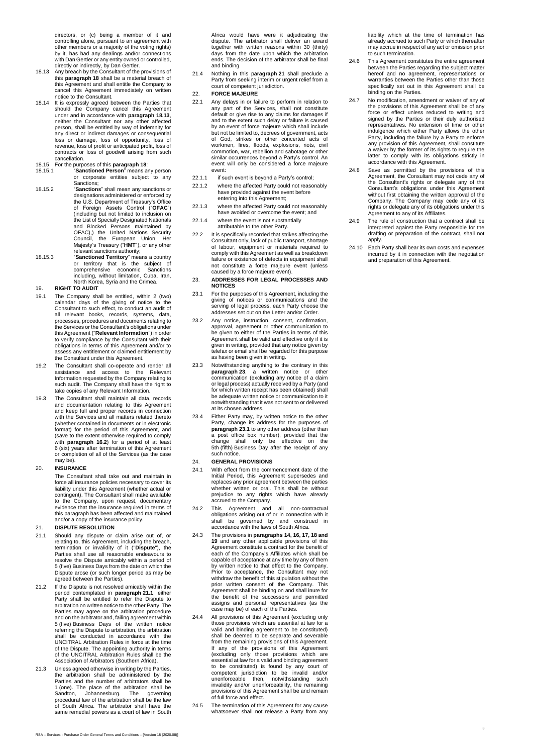directors, or (c) being a member of it and controlling alone, pursuant to an agreement with other members or a majority of the voting rights) by it, has had any dealings and/or connections with Dan Gertler or any entity owned or controlled, directly or indirectly, by Dan Gertler.

18.13 Any breach by the Consultant of the provisions of this **paragraph 18** shall be a material breach of this Agreement and shall entitle the Company to cancel this Agreement immediately on written notice to the Consultant.

18.14 It is expressly agreed between the Parties that should the Company cancel this Agreement under and in accordance with **paragraph 18.13**, neither the Consultant nor any other affected person, shall be entitled by way of indemnity for any direct or indirect damages or consequential loss or damage, loss of opportunity, loss of revenue, loss of profit or anticipated profit, loss of contracts or loss of goodwill arising from such cancellation.

18.15 For the purposes of this **paragraph 18**:

18.15.1 "**Sanctioned Person**" means any person or corporate entities subject to any Sanctions;

18.15.2 "**Sanctions**" shall mean any sanctions or designations administered or enforced by the U.S. Department of Treasury's Office of Foreign Assets Control ("**OFAC**") (including but not limited to inclusion on the List of Specially Designated Nationals and Blocked Persons maintained by OFAC),) the United Nations Security Council, the European Union, Her Majesty's Treasury ("**HMT**"), or any other relevant sanctions authority;

18.15.3 "**Sanctioned Territory**" means a country or territory that is the subject of comprehensive economic Sanctions including, without limitation, Cuba, Iran, North Korea, Syria and the Crimea.

## 19. RIGHT TO AUDIT

19.1 The Company shall be entitled, within 2 (two) calendar days of the giving of notice to the Consultant to such effect, to conduct an audit of all relevant books, records, systems, data, processes, procedures and documents relating to the Services or the Consultant's obligations under this Agreement ("**Relevant Information**") in order to verify compliance by the Consultant with their obligations in terms of this Agreement and/or to assess any entitlement or claimed entitlement by the Consultant under this Agreement.

19.2 The Consultant shall co-operate and render all assistance and access to the Relevant Information requested by the Company relating to such audit. The Company shall have the right to take copies of any Relevant Information.

19.3 The Consultant shall maintain all data, records and documentation relating to this Agreement and keep full and proper records in connection with the Services and all matters related thereto (whether contained in documents or in electronic format) for the period of this Agreement, and (save to the extent otherwise required to comply with **paragraph 16.2**) for a period of at least 6 (six) years after termination of this Agreement or completion of all of the Services (as the case may be).

## 20. INSURANCE

The Consultant shall take out and maintain in force all insurance policies necessary to cover its liability under this Agreement (whether actual or contingent). The Consultant shall make available to the Company, upon request, documentary evidence that the insurance required in terms of this paragraph has been affected and maintained and/or a copy of the insurance policy.

## 21. DISPUTE RESOLUTION

21.1 Should any dispute or claim arise out of, or relating to, this Agreement, including the breach, termination or invalidity of it ("**Dispute**"), the Parties shall use all reasonable endeavours to resolve the Dispute amicably within a period of 5 (five) Business Days from the date on which the Dispute arose (or such longer period as may be agreed between the Parties).

21.2 If the Dispute is not resolved amicably within the period contemplated in **paragraph 21.1**, either Party shall be entitled to refer the Dispute to arbitration on written notice to the other Party. The Parties may agree on the arbitration procedure and on the arbitrator and, failing agreement within 5 (five) Business Days of the written notice referring the Dispute to arbitration, the arbitration shall be conducted in accordance with the UNCITRAL Arbitration Rules in force at the time of the Dispute. The appointing authority in terms of the UNCITRAL Arbitration Rules shall be the Association of Arbitrators (Southern Africa).

21.3 Unless agreed otherwise in writing by the Parties, the arbitration shall be administered by the Parties and the number of arbitrators shall be 1 (one). The place of the arbitration shall be Sandton, Johannesburg. The governing procedural law of the arbitration shall be the law of South Africa. The arbitrator shall have the same remedial powers as a court of law in South Africa would have were it adjudicating the dispute. The arbitrator shall deliver an award together with written reasons within 30 (thirty) days from the date upon which the arbitration ends. The decision of the arbitrator shall be final and binding.

21.4 Nothing in this p**aragraph 21** shall preclude a Party from seeking interim or urgent relief from a court of competent jurisdiction.

## 22. FORCE MAJEURE

22.1 Any delays in or failure to perform in relation to any part of the Services, shall not constitute default or give rise to any claims for damages if and to the extent such delay or failure is caused by an event of force majeure which shall include but not be limited to, decrees of government, acts of God, strikes or other concerted acts of workmen, fires, floods, explosions, riots, civil commotion, war, rebellion and sabotage or other similar occurrences beyond a Party's control. An event will only be considered a force majeure event:

22.1.1 if such event is beyond a Party's control;

22.1.2 where the affected Party could not reasonably have provided against the event before entering into this Agreement;

22.1.3 where the affected Party could not reasonably have avoided or overcome the event; and

22.1.4 where the event is not substantially attributable to the other Party.

22.2 It is specifically recorded that strikes affecting the Consultant only, lack of public transport, shortage of labour, equipment or materials required to comply with this Agreement as well as breakdown failure or existence of defects in equipment shall not constitute a force majeure event (unless caused by a force majeure event).

## 23. ADDRESSES FOR LEGAL PROCESSES AND NOTICES

23.1 For the purposes of this Agreement, including the giving of notices or communications and the serving of legal process, each Party choose the addresses set out on the Letter and/or Order.

23.2 Any notice, instruction, consent, confirmation, approval, agreement or other communication to be given to either of the Parties in terms of this Agreement shall be valid and effective only if it is given in writing, provided that any notice given by telefax or email shall be regarded for this purpose as having been given in writing.

23.3 Notwithstanding anything to the contrary in this **paragraph 23**, a written notice or other communication (excluding any notice of a claim or legal process) actually received by a Party (and for which written receipt has been obtained) shall be adequate written notice or communication to it notwithstanding that it was not sent to or delivered at its chosen address.

23.4 Either Party may, by written notice to the other Party, change its address for the purposes of **paragraph 23.1** to any other address (other than a post office box number), provided that the change shall only be effective on the 5th (fifth) Business Day after the receipt of any such notice.

## 24. GENERAL PROVISIONS

24.1 With effect from the commencement date of the Initial Period, this Agreement supersedes and replaces any prior agreement between the parties whether written or oral. This shall be without prejudice to any rights which have already accrued to the Company.

24.2 This Agreement and all non-contractual obligations arising out of or in connection with it shall be governed by and construed in accordance with the laws of South Africa.

24.3 The provisions in **paragraphs 14, 16, 17, 18 and 19** and any other applicable provisions of this Agreement constitute a contract for the benefit of each of the Company's Affiliates which shall be capable of acceptance at any time by any of them by written notice to that effect to the Company. Prior to acceptance, the Consultant may not withdraw the benefit of this stipulation without the prior written consent of the Company. This Agreement shall be binding on and shall inure for the benefit of the successors and permitted assigns and personal representatives (as the case may be) of each of the Parties.

24.4 All provisions of this Agreement (excluding only those provisions which are essential at law for a valid and binding agreement to be constituted) shall be deemed to be separate and severable from the remaining provisions of this Agreement. If any of the provisions of this Agreement (excluding only those provisions which are essential at law for a valid and binding agreement to be constituted) is found by any court of competent jurisdiction to be invalid and/or unenforceable then, notwithstanding such invalidity and/or unenforceability, the remaining provisions of this Agreement shall be and remain of full force and effect.

24.5 The termination of this Agreement for any cause whatsoever shall not release a Party from any liability which at the time of termination has already accrued to such Party or which thereafter may accrue in respect of any act or omission prior to such termination.

24.6 This Agreement constitutes the entire agreement between the Parties regarding the subject matter hereof and no agreement, representations or warranties between the Parties other than those specifically set out in this Agreement shall be binding on the Parties.

24.7 No modification, amendment or waiver of any of the provisions of this Agreement shall be of any force or effect unless reduced to writing and signed by the Parties or their duly authorised representatives. No extension of time or other indulgence which either Party allows the other Party, including the failure by a Party to enforce any provision of this Agreement, shall constitute a waiver by the former of its rights to require the latter to comply with its obligations strictly in accordance with this Agreement.

24.8 Save as permitted by the provisions of this Agreement, the Consultant may not cede any of the Consultant's rights or delegate any of the Consultant's obligations under this Agreement without first obtaining the written approval of the Company. The Company may cede any of its rights or delegate any of its obligations under this Agreement to any of its Affiliates.

24.9 The rule of construction that a contract shall be interpreted against the Party responsible for the drafting or preparation of the contract, shall not apply.

24.10 Each Party shall bear its own costs and expenses incurred by it in connection with the negotiation and preparation of this Agreement.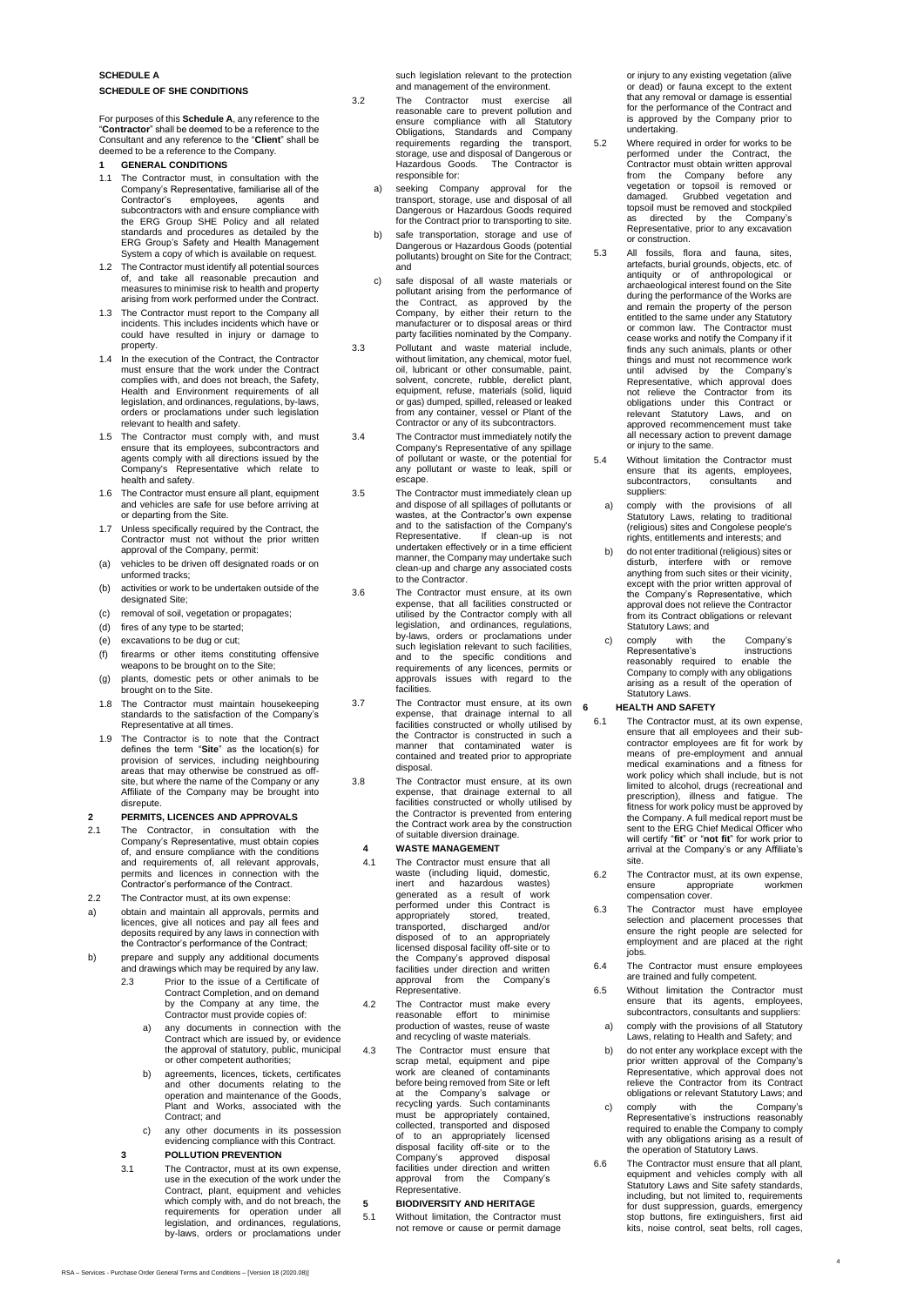## SCHEDULE A

## SCHEDULE OF SHE CONDITIONS

For purposes of this **Schedule A**, any reference to the "**Contractor**" shall be deemed to be a reference to the Consultant and any reference to the "**Client**" shall be deemed to be a reference to the Company.

### 1 GENERAL CONDITIONS

1.1 The Contractor must, in consultation with the Company's Representative, familiarise all of the Contractor's employees, agents and subcontractors with and ensure compliance with the ERG Group SHE Policy and all related standards and procedures as detailed by the ERG Group's Safety and Health Management System a copy of which is available on request.

1.2 The Contractor must identify all potential sources of, and take all reasonable precaution and measures to minimise risk to health and property arising from work performed under the Contract.

1.3 The Contractor must report to the Company all incidents. This includes incidents which have or could have resulted in injury or damage to property.

1.4 In the execution of the Contract, the Contractor must ensure that the work under the Contract complies with, and does not breach, the Safety, Health and Environment requirements of all legislation, and ordinances, regulations, by-laws, orders or proclamations under such legislation relevant to health and safety.

1.5 The Contractor must comply with, and must ensure that its employees, subcontractors and agents comply with all directions issued by the Company's Representative which relate to health and safety.

1.6 The Contractor must ensure all plant, equipment and vehicles are safe for use before arriving at or departing from the Site.

1.7 Unless specifically required by the Contract, the Contractor must not without the prior written approval of the Company, permit:

(a) vehicles to be driven off designated roads or on unformed tracks;

(b) activities or work to be undertaken outside of the designated Site;

(c) removal of soil, vegetation or propagates;

(d) fires of any type to be started;

(e) excavations to be dug or cut;

(f) firearms or other items constituting offensive weapons to be brought on to the Site;

(g) plants, domestic pets or other animals to be brought on to the Site.

1.8 The Contractor must maintain housekeeping standards to the satisfaction of the Company's Representative at all times.

1.9 The Contractor is to note that the Contract defines the term "**Site**" as the location(s) for provision of services, including neighbouring areas that may otherwise be construed as off-site, but where the name of the Company or any Affiliate of the Company may be brought into disrepute.

### 2 PERMITS, LICENCES AND APPROVALS

2.1 The Contractor, in consultation with the Company's Representative, must obtain copies of, and ensure compliance with the conditions and requirements of, all relevant approvals, permits and licences in connection with the Contractor's performance of the Contract.

2.2 The Contractor must, at its own expense:

a) obtain and maintain all approvals, permits and licences, give all notices and pay all fees and deposits required by any laws in connection with the Contractor's performance of the Contract;

b) prepare and supply any additional documents and drawings which may be required by any law.

2.3 Prior to the issue of a Certificate of Contract Completion, and on demand by the Company at any time, the Contractor must provide copies of:

a) any documents in connection with the Contract which are issued by, or evidence the approval of statutory, public, municipal or other competent authorities;

b) agreements, licences, tickets, certificates and other documents relating to the operation and maintenance of the Goods, Plant and Works, associated with the Contract; and

c) any other documents in its possession evidencing compliance with this Contract.

### 3 POLLUTION PREVENTION

3.1 The Contractor, must at its own expense, use in the execution of the work under the Contract, plant, equipment and vehicles which comply with, and do not breach, the requirements for operation under all legislation, and ordinances, regulations, by-laws, orders or proclamations under such legislation relevant to the protection and management of the environment.

3.2 The Contractor must exercise all reasonable care to prevent pollution and ensure compliance with all Statutory Obligations, Standards and Company requirements regarding the transport, storage, use and disposal of Dangerous or Hazardous Goods. The Contractor is responsible for:

a) seeking Company approval for the transport, storage, use and disposal of all Dangerous or Hazardous Goods required for the Contract prior to transporting to site.

b) safe transportation, storage and use of Dangerous or Hazardous Goods (potential pollutants) brought on Site for the Contract; and

c) safe disposal of all waste materials or pollutant arising from the performance of the Contract, as approved by the Company, by either their return to the manufacturer or to disposal areas or third party facilities nominated by the Company.

3.3 Pollutant and waste material include, without limitation, any chemical, motor fuel, oil, lubricant or other consumable, paint, solvent, concrete, rubble, derelict plant, equipment, refuse, materials (solid, liquid or gas) dumped, spilled, released or leaked from any container, vessel or Plant of the Contractor or any of its subcontractors.

3.4 The Contractor must immediately notify the Company's Representative of any spillage of pollutant or waste, or the potential for any pollutant or waste to leak, spill or escape.

3.5 The Contractor must immediately clean up and dispose of all spillages of pollutants or wastes, at the Contractor's own expense and to the satisfaction of the Company's Representative. If clean-up is not undertaken effectively or in a time efficient manner, the Company may undertake such clean-up and charge any associated costs to the Contractor.

3.6 The Contractor must ensure, at its own expense, that all facilities constructed or utilised by the Contractor comply with all legislation, and ordinances, regulations, by-laws, orders or proclamations under such legislation relevant to such facilities, and to the specific conditions and requirements of any licences, permits or approvals issues with regard to the facilities.

3.7 The Contractor must ensure, at its own expense, that drainage internal to all facilities constructed or wholly utilised by the Contractor is constructed in such a manner that contaminated water is contained and treated prior to appropriate disposal.

3.8 The Contractor must ensure, at its own expense, that drainage external to all facilities constructed or wholly utilised by the Contractor is prevented from entering the Contract work area by the construction of suitable diversion drainage.

### 4 WASTE MANAGEMENT

4.1 The Contractor must ensure that all waste (including liquid, domestic, inert and hazardous wastes) generated as a result of work performed under this Contract is appropriately stored, treated, transported, discharged and/or disposed of to an appropriately licensed disposal facility off-site or to the Company's approved disposal facilities under direction and written approval from the Company's Representative.

4.2 The Contractor must make every reasonable effort to minimise production of wastes, reuse of waste and recycling of waste materials.

4.3 The Contractor must ensure that scrap metal, equipment and pipe work are cleaned of contaminants before being removed from Site or left at the Company's salvage or recycling yards. Such contaminants must be appropriately contained, collected, transported and disposed of to an appropriately licensed disposal facility off-site or to the Company's approved disposal facilities under direction and written approval from the Company's Representative.

### 5 BIODIVERSITY AND HERITAGE

5.1 Without limitation, the Contractor must not remove or cause or permit damage or injury to any existing vegetation (alive or dead) or fauna except to the extent that any removal or damage is essential for the performance of the Contract and is approved by the Company prior to undertaking.

5.2 Where required in order for works to be performed under the Contract, the Contractor must obtain written approval from the Company before any vegetation or topsoil is removed or damaged. Grubbed vegetation and topsoil must be removed and stockpiled as directed by the Company's Representative, prior to any excavation or construction.

5.3 All fossils, flora and fauna, sites, artefacts, burial grounds, objects, etc. of antiquity or of anthropological or archaeological interest found on the Site during the performance of the Works are and remain the property of the person entitled to the same under any Statutory or common law. The Contractor must cease works and notify the Company if it finds any such animals, plants or other things and must not recommence work until advised by the Company's Representative, which approval does not relieve the Contractor from its obligations under this Contract or relevant Statutory Laws, and on approved recommencement must take all necessary action to prevent damage or injury to the same.

5.4 Without limitation the Contractor must ensure that its agents, employees, subcontractors, consultants and suppliers:

a) comply with the provisions of all Statutory Laws, relating to traditional (religious) sites and Congolese people's rights, entitlements and interests; and

b) do not enter traditional (religious) sites or disturb, interfere with or remove anything from such sites or their vicinity, except with the prior written approval of the Company's Representative, which approval does not relieve the Contractor from its Contract obligations or relevant Statutory Laws; and

c) comply with the Company's Representative's instructions reasonably required to enable the Company to comply with any obligations arising as a result of the operation of Statutory Laws.

### 6 HEALTH AND SAFETY

6.1 The Contractor must, at its own expense, ensure that all employees and their sub-contractor employees are fit for work by means of pre-employment and annual medical examinations and a fitness for work policy which shall include, but is not limited to alcohol, drugs (recreational and prescription), illness and fatigue. The fitness for work policy must be approved by the Company. A full medical report must be sent to the ERG Chief Medical Officer who will certify "**fit**" or "**not fit**" for work prior to arrival at the Company's or any Affiliate's site.

6.2 The Contractor must, at its own expense, ensure appropriate workmen compensation cover.

6.3 The Contractor must have employee selection and placement processes that ensure the right people are selected for employment and are placed at the right jobs.

6.4 The Contractor must ensure employees are trained and fully competent.

6.5 Without limitation the Contractor must ensure that its agents, employees, subcontractors, consultants and suppliers:

a) comply with the provisions of all Statutory Laws, relating to Health and Safety; and

b) do not enter any workplace except with the prior written approval of the Company's Representative, which approval does not relieve the Contractor from its Contract obligations or relevant Statutory Laws; and

c) comply with the Company's Representative's instructions reasonably required to enable the Company to comply with any obligations arising as a result of the operation of Statutory Laws.

6.6 The Contractor must ensure that all plant, equipment and vehicles comply with all Statutory Laws and Site safety standards, including, but not limited to, requirements for dust suppression, guards, emergency stop buttons, fire extinguishers, first aid kits, noise control, seat belts, roll cages,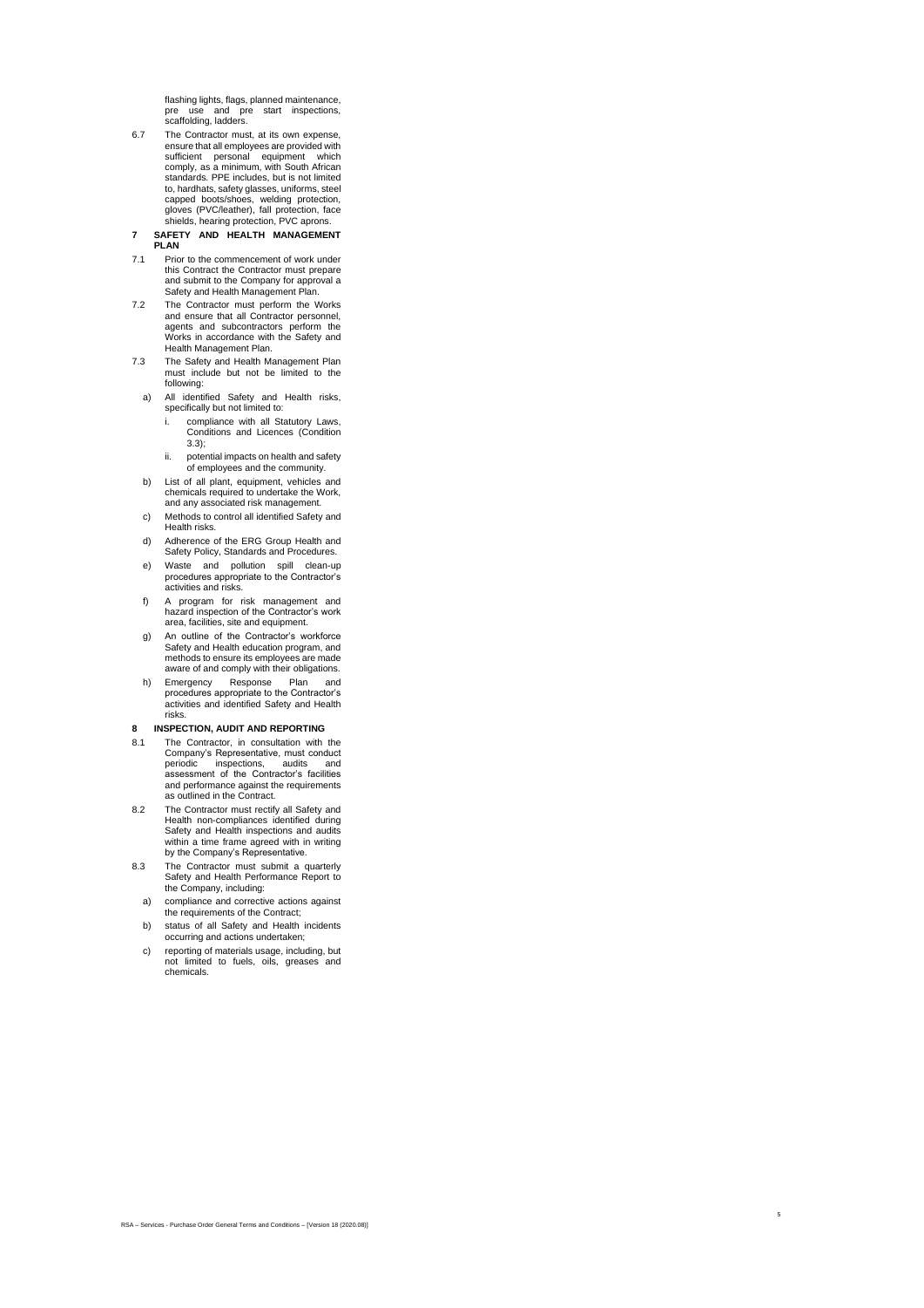flashing lights, flags, planned maintenance, pre use and pre start inspections, scaffolding, ladders.

6.7 The Contractor must, at its own expense, ensure that all employees are provided with sufficient personal equipment which comply, as a minimum, with South African standards. PPE includes, but is not limited to, hardhats, safety glasses, uniforms, steel capped boots/shoes, welding protection, gloves (PVC/leather), fall protection, face shields, hearing protection, PVC aprons.

## 7 SAFETY AND HEALTH MANAGEMENT PLAN

7.1 Prior to the commencement of work under this Contract the Contractor must prepare and submit to the Company for approval a Safety and Health Management Plan.

7.2 The Contractor must perform the Works and ensure that all Contractor personnel, agents and subcontractors perform the Works in accordance with the Safety and Health Management Plan.

7.3 The Safety and Health Management Plan must include but not be limited to the following:

a) All identified Safety and Health risks, specifically but not limited to:

   i. compliance with all Statutory Laws, Conditions and Licences (Condition 3.3);

   ii. potential impacts on health and safety of employees and the community.

b) List of all plant, equipment, vehicles and chemicals required to undertake the Work, and any associated risk management.

c) Methods to control all identified Safety and Health risks.

d) Adherence of the ERG Group Health and Safety Policy, Standards and Procedures.

e) Waste and pollution spill clean-up procedures appropriate to the Contractor's activities and risks.

f) A program for risk management and hazard inspection of the Contractor's work area, facilities, site and equipment.

g) An outline of the Contractor's workforce Safety and Health education program, and methods to ensure its employees are made aware of and comply with their obligations.

h) Emergency Response Plan and procedures appropriate to the Contractor's activities and identified Safety and Health risks.

## 8 INSPECTION, AUDIT AND REPORTING

8.1 The Contractor, in consultation with the Company's Representative, must conduct periodic inspections, audits and assessment of the Contractor's facilities and performance against the requirements as outlined in the Contract.

8.2 The Contractor must rectify all Safety and Health non-compliances identified during Safety and Health inspections and audits within a time frame agreed with in writing by the Company's Representative.

8.3 The Contractor must submit a quarterly Safety and Health Performance Report to the Company, including:

a) compliance and corrective actions against the requirements of the Contract;

b) status of all Safety and Health incidents occurring and actions undertaken;

c) reporting of materials usage, including, but not limited to fuels, oils, greases and chemicals.